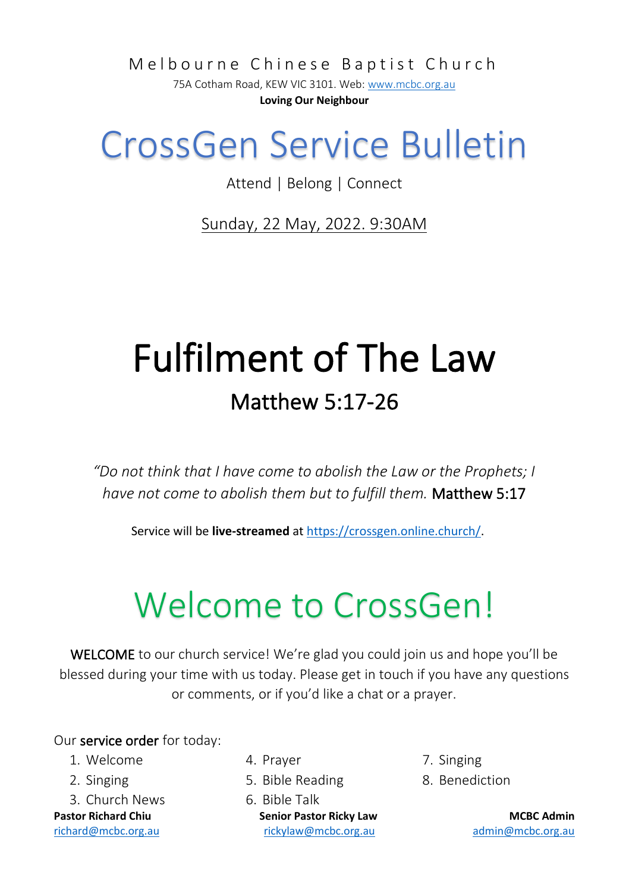Melbourne Chinese Baptist Church

75A Cotham Road, KEW VIC 3101. Web: www.mcbc.org.au

**Loving Our Neighbour**

# CrossGen Service Bulletin

Attend | Belong | Connect

Sunday, 22 May, 2022. 9:30AM

# Fulfilment of The Law

## Matthew 5:17-26

*"Do not think that I have come to abolish the Law or the Prophets; I have not come to abolish them but to fulfill them.* Matthew 5:17

Service will be **live-streamed** at https://crossgen.online.church/.

# Welcome to CrossGen!

WELCOME to our church service! We're glad you could join us and hope you'll be blessed during your time with us today. Please get in touch if you have any questions or comments, or if you'd like a chat or a prayer.

Our service order for today:

1. Welcome
2. Singing
3. Church News
4. Prayer
5. Bible Reading
6. Bible Talk
7. Singing
8. Benediction

**Pastor Richard Chiu**
richard@mcbc.org.au

**Senior Pastor Ricky Law**
rickylaw@mcbc.org.au

**MCBC Admin**
admin@mcbc.org.au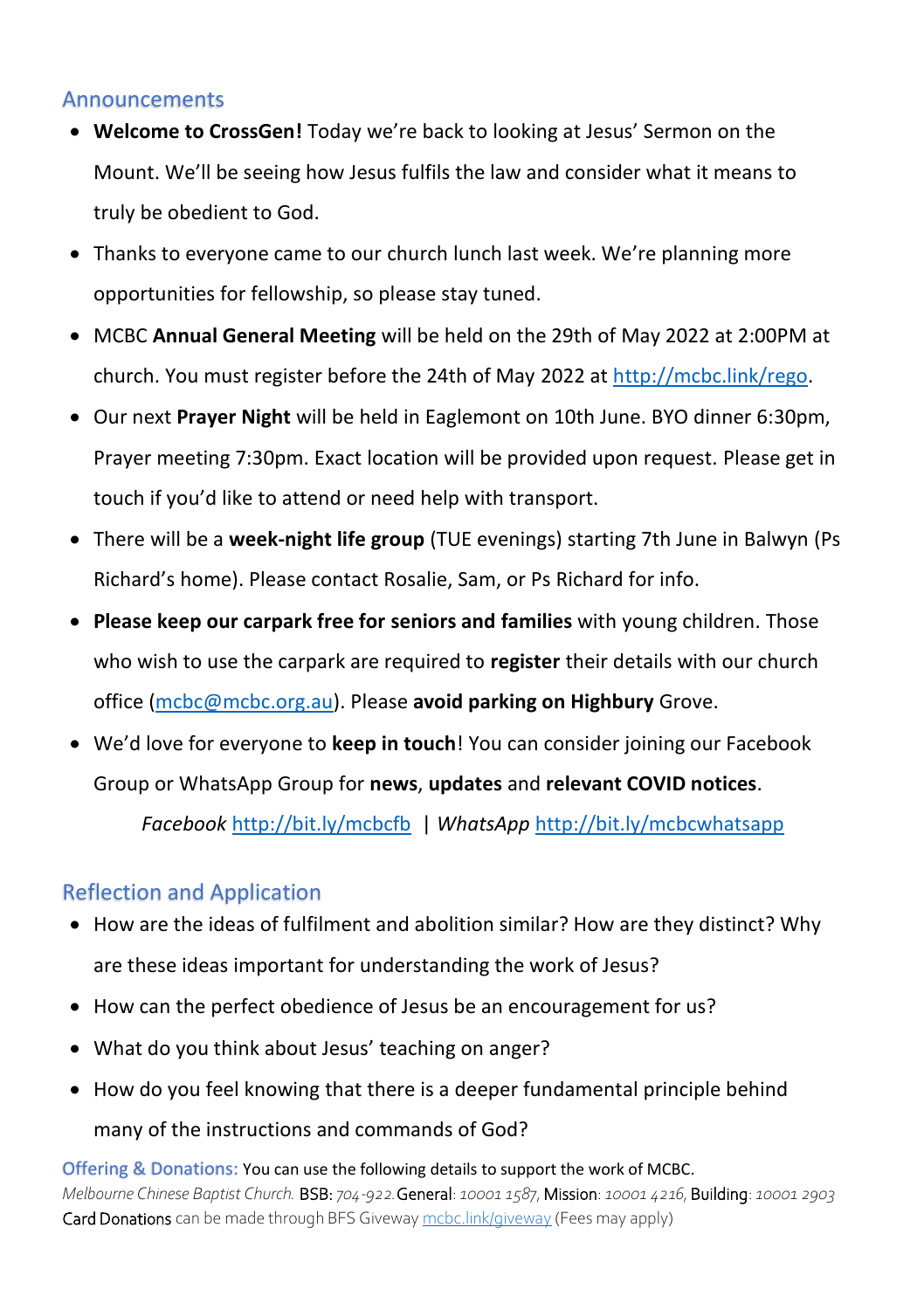## Announcements

- **Welcome to CrossGen!** Today we're back to looking at Jesus' Sermon on the Mount. We'll be seeing how Jesus fulfils the law and consider what it means to truly be obedient to God.
- Thanks to everyone came to our church lunch last week. We're planning more opportunities for fellowship, so please stay tuned.
- MCBC **Annual General Meeting** will be held on the 29th of May 2022 at 2:00PM at church. You must register before the 24th of May 2022 at http://mcbc.link/rego.
- Our next **Prayer Night** will be held in Eaglemont on 10th June. BYO dinner 6:30pm, Prayer meeting 7:30pm. Exact location will be provided upon request. Please get in touch if you'd like to attend or need help with transport.
- There will be a **week-night life group** (TUE evenings) starting 7th June in Balwyn (Ps Richard's home). Please contact Rosalie, Sam, or Ps Richard for info.
- **Please keep our carpark free for seniors and families** with young children. Those who wish to use the carpark are required to **register** their details with our church office (mcbc@mcbc.org.au). Please **avoid parking on Highbury** Grove.
- We'd love for everyone to **keep in touch**! You can consider joining our Facebook Group or WhatsApp Group for **news**, **updates** and **relevant COVID notices**.

  *Facebook* http://bit.ly/mcbcfb | *WhatsApp* http://bit.ly/mcbcwhatsapp

## Reflection and Application

- How are the ideas of fulfilment and abolition similar? How are they distinct? Why are these ideas important for understanding the work of Jesus?
- How can the perfect obedience of Jesus be an encouragement for us?
- What do you think about Jesus' teaching on anger?
- How do you feel knowing that there is a deeper fundamental principle behind many of the instructions and commands of God?

**Offering & Donations:** You can use the following details to support the work of MCBC.
*Melbourne Chinese Baptist Church.* BSB: *704-922.* General: *10001 1587*, Mission: *10001 4216*, Building: *10001 2903*
Card Donations can be made through BFS Giveway mcbc.link/giveway (Fees may apply)